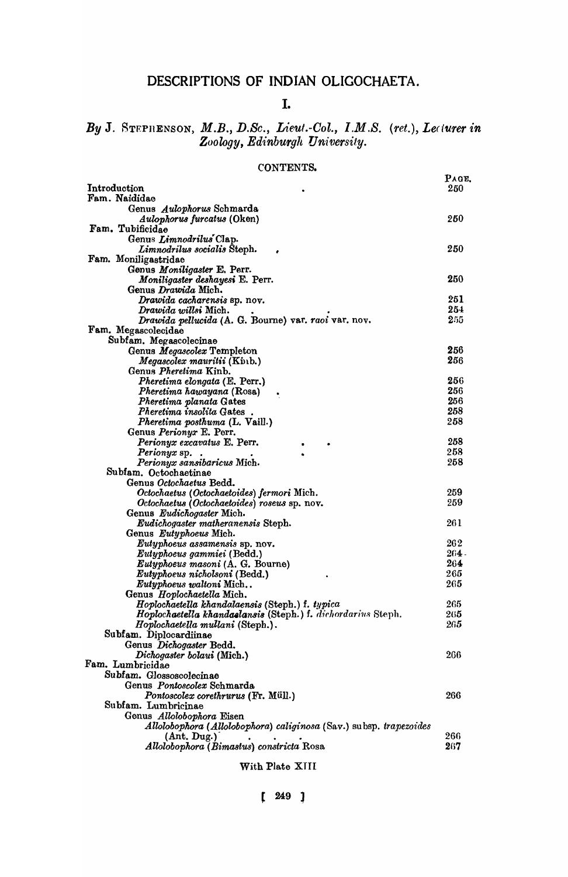# DESCRIPTIONS OF INDIAN OLIGOCHAETA.

## I.

### *By* J. STEPHENSON, *M.B., D.Sc., Lieut.-Col., I.M.S.* (*ret.*), *Lecturer in Zoology, Edinburgh University.*

CONTENTS.

| | PAGE. |
|---|---|
| Introduction | 250 |
| Fam. Naididae | |
| Genus *Aulophorus* Schmarda | |
| *Aulophorus furcatus* (Oken) | 250 |
| Fam. Tubificidae | |
| Genus *Limnodrilus* Clap. | |
| *Limnodrilus socialis* Steph. | 250 |
| Fam. Moniligastridae | |
| Genus *Moniligaster* E. Perr. | |
| *Moniligaster deshayesi* E. Perr. | 250 |
| Genus *Drawida* Mich. | |
| *Drawida cacharensis* sp. nov. | 251 |
| *Drawida willsi* Mich. | 254 |
| *Drawida pellucida* (A. G. Bourne) var. *raoi* var. nov. | 255 |
| Fam. Megascolecidae | |
| Subfam. Megascolecinae | |
| Genus *Megascolex* Templeton | 256 |
| *Megascolex mauritii* (Kinb.) | 256 |
| Genus *Pheretima* Kinb. | |
| *Pheretima elongata* (E. Perr.) | 256 |
| *Pheretima hawayana* (Rosa) | 256 |
| *Pheretima planata* Gates | 256 |
| *Pheretima insolita* Gates | 258 |
| *Pheretima posthuma* (L. Vaill.) | 258 |
| Genus *Perionyx* E. Perr. | |
| *Perionyx excavatus* E. Perr. | 258 |
| *Perionyx* sp. | 258 |
| *Perionyx sansibaricus* Mich. | 258 |
| Subfam. Octochaetinae | |
| Genus *Octochaetus* Bedd. | |
| *Octochaetus* (*Octochaetoides*) *fermori* Mich. | 259 |
| *Octochaetus* (*Octochaetoides*) *roseus* sp. nov. | 259 |
| Genus *Eudichogaster* Mich. | |
| *Eudichogaster matheranensis* Steph. | 261 |
| Genus *Eutyphoeus* Mich. | |
| *Eutyphoeus assamensis* sp. nov. | 262 |
| *Eutyphoeus gammiei* (Bedd.) | 264 |
| *Eutyphoeus masoni* (A. G. Bourne) | 264 |
| *Eutyphoeus nicholsoni* (Bedd.) | 265 |
| *Eutyphoeus waltoni* Mich. | 265 |
| Genus *Hoplochaetella* Mich. | |
| *Hoplochaetella khandalaensis* (Steph.) f. *typica* | 265 |
| *Hoplochaetella khandalaensis* (Steph.) f. *dichordarius* Steph. | 265 |
| *Hoplochaetella mullani* (Steph.) | 265 |
| Subfam. Diplocardiinae | |
| Genus *Dichogaster* Bedd. | |
| *Dichogaster bolaui* (Mich.) | 266 |
| Fam. Lumbricidae | |
| Subfam. Glossoscolecinae | |
| Genus *Pontoscolex* Schmarda | |
| *Pontoscolex corethrurus* (Fr. Müll.) | 266 |
| Subfam. Lumbricinae | |
| Genus *Allolobophora* Eisen | |
| *Allolobophora* (*Allolobophora*) *caliginosa* (Sav.) subsp. *trapezoides* (Ant. Dug.) | 266 |
| *Allolobophora* (*Bimastus*) *constricta* Rosa | 267 |

With Plate XIII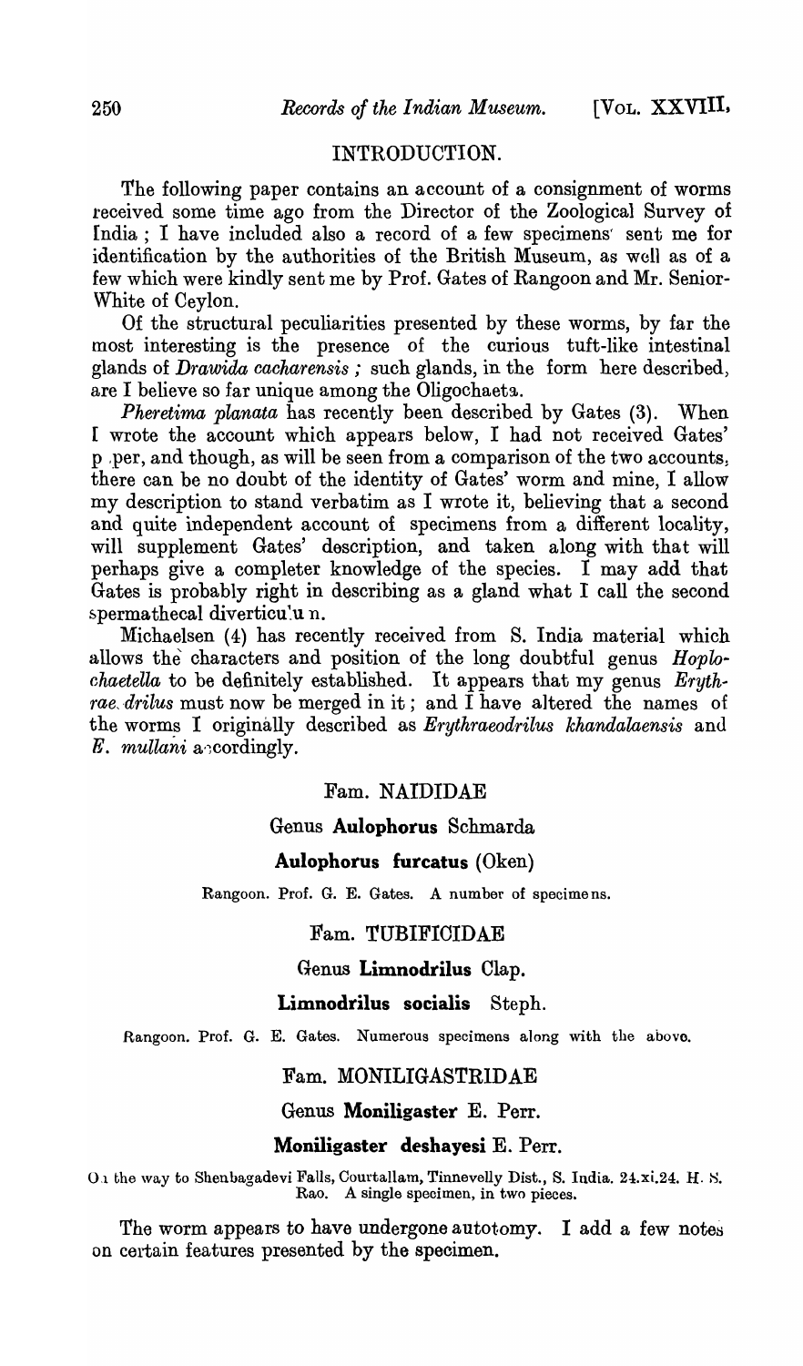## INTRODUCTION.

The following paper contains an account of a consignment of worms received some time ago from the Director of the Zoological Survey of India; I have included also a record of a few specimens sent me for identification by the authorities of the British Museum, as well as of a few which were kindly sent me by Prof. Gates of Rangoon and Mr. Senior-White of Ceylon.

Of the structural peculiarities presented by these worms, by far the most interesting is the presence of the curious tuft-like intestinal glands of *Drawida cacharensis*; such glands, in the form here described, are I believe so far unique among the Oligochaeta.

*Pheretima planata* has recently been described by Gates (3). When I wrote the account which appears below, I had not received Gates' paper, and though, as will be seen from a comparison of the two accounts, there can be no doubt of the identity of Gates' worm and mine, I allow my description to stand verbatim as I wrote it, believing that a second and quite independent account of specimens from a different locality, will supplement Gates' description, and taken along with that will perhaps give a completer knowledge of the species. I may add that Gates is probably right in describing as a gland what I call the second spermathecal diverticulum.

Michaelsen (4) has recently received from S. India material which allows the characters and position of the long doubtful genus *Hoplochaetella* to be definitely established. It appears that my genus *Erythraeodrilus* must now be merged in it; and I have altered the names of the worms I originally described as *Erythraeodrilus khandalaensis* and *E. mullani* accordingly.

### Fam. NAIDIDAE

#### Genus **Aulophorus** Schmarda

#### **Aulophorus furcatus** (Oken)

Rangoon. Prof. G. E. Gates. A number of specimens.

### Fam. TUBIFICIDAE

#### Genus **Limnodrilus** Clap.

#### **Limnodrilus socialis** Steph.

Rangoon. Prof. G. E. Gates. Numerous specimens along with the above.

### Fam. MONILIGASTRIDAE

#### Genus **Moniligaster** E. Perr.

#### **Moniligaster deshayesi** E. Perr.

On the way to Shenbagadevi Falls, Courtallam, Tinnevelly Dist., S. India. 24.xi.24. H. S. Rao. A single specimen, in two pieces.

The worm appears to have undergone autotomy. I add a few notes on certain features presented by the specimen.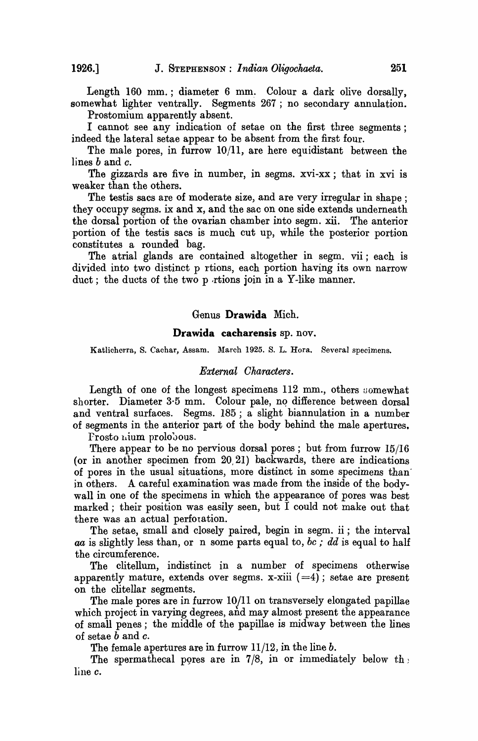Length 160 mm.; diameter 6 mm. Colour a dark olive dorsally, somewhat lighter ventrally. Segments 267; no secondary annulation.

Prostomium apparently absent.

I cannot see any indication of setae on the first three segments; indeed the lateral setae appear to be absent from the first four.

The male pores, in furrow 10/11, are here equidistant between the lines *b* and *c*.

The gizzards are five in number, in segms. xvi-xx; that in xvi is weaker than the others.

The testis sacs are of moderate size, and are very irregular in shape; they occupy segms. ix and x, and the sac on one side extends underneath the dorsal portion of the ovarian chamber into segm. xii. The anterior portion of the testis sacs is much cut up, while the posterior portion constitutes a rounded bag.

The atrial glands are contained altogether in segm. vii; each is divided into two distinct p rtions, each portion having its own narrow duct; the ducts of the two p rtions join in a Y-like manner.

## Genus **Drawida** Mich.

### **Drawida cacharensis** sp. nov.

Katlicherra, S. Cachar, Assam. March 1925. S. L. Hora. Several specimens.

#### *External Characters.*

Length of one of the longest specimens 112 mm., others somewhat shorter. Diameter 3·5 mm. Colour pale, no difference between dorsal and ventral surfaces. Segms. 185; a slight biannulation in a number of segments in the anterior part of the body behind the male apertures.

Prostomium prolobous.

There appear to be no pervious dorsal pores; but from furrow 15/16 (or in another specimen from 20/21) backwards, there are indications of pores in the usual situations, more distinct in some specimens than in others. A careful examination was made from the inside of the body-wall in one of the specimens in which the appearance of pores was best marked; their position was easily seen, but I could not make out that there was an actual perforation.

The setae, small and closely paired, begin in segm. ii; the interval *aa* is slightly less than, or n some parts equal to, *bc*; *dd* is equal to half the circumference.

The clitellum, indistinct in a number of specimens otherwise apparently mature, extends over segms. x-xiii (=4); setae are present on the clitellar segments.

The male pores are in furrow 10/11 on transversely elongated papillae which project in varying degrees, and may almost present the appearance of small penes; the middle of the papillae is midway between the lines of setae *b* and *c*.

The female apertures are in furrow 11/12, in the line *b*.

The spermathecal pores are in 7/8, in or immediately below the line *c*.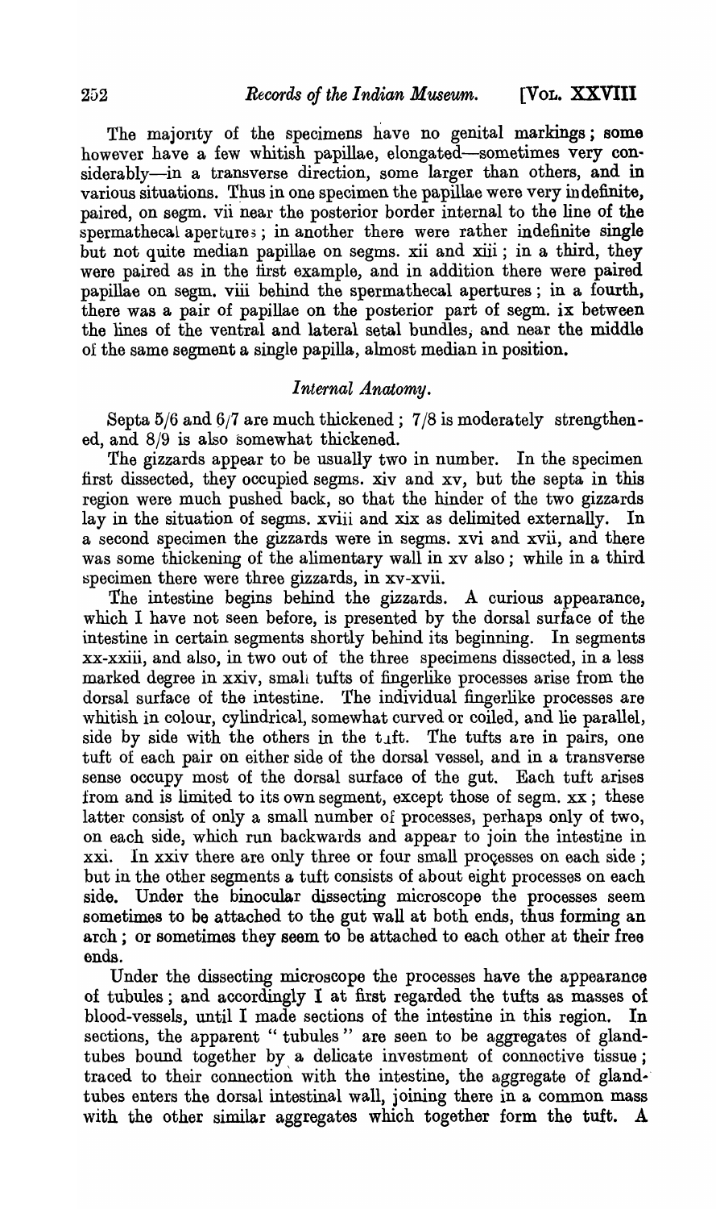The majority of the specimens have no genital markings; some however have a few whitish papillae, elongated—sometimes very considerably—in a transverse direction, some larger than others, and in various situations. Thus in one specimen the papillae were very indefinite, paired, on segm. vii near the posterior border internal to the line of the spermathecal apertures; in another there were rather indefinite single but not quite median papillae on segms. xii and xiii; in a third, they were paired as in the first example, and in addition there were paired papillae on segm. viii behind the spermathecal apertures; in a fourth, there was a pair of papillae on the posterior part of segm. ix between the lines of the ventral and lateral setal bundles, and near the middle of the same segment a single papilla, almost median in position.

### *Internal Anatomy.*

Septa 5/6 and 6/7 are much thickened; 7/8 is moderately strengthened, and 8/9 is also somewhat thickened.

The gizzards appear to be usually two in number. In the specimen first dissected, they occupied segms. xiv and xv, but the septa in this region were much pushed back, so that the hinder of the two gizzards lay in the situation of segms. xviii and xix as delimited externally. In a second specimen the gizzards were in segms. xvi and xvii, and there was some thickening of the alimentary wall in xv also; while in a third specimen there were three gizzards, in xv-xvii.

The intestine begins behind the gizzards. A curious appearance, which I have not seen before, is presented by the dorsal surface of the intestine in certain segments shortly behind its beginning. In segments xx-xxiii, and also, in two out of the three specimens dissected, in a less marked degree in xxiv, small tufts of fingerlike processes arise from the dorsal surface of the intestine. The individual fingerlike processes are whitish in colour, cylindrical, somewhat curved or coiled, and lie parallel, side by side with the others in the tuft. The tufts are in pairs, one tuft of each pair on either side of the dorsal vessel, and in a transverse sense occupy most of the dorsal surface of the gut. Each tuft arises from and is limited to its own segment, except those of segm. xx; these latter consist of only a small number of processes, perhaps only of two, on each side, which run backwards and appear to join the intestine in xxi. In xxiv there are only three or four small processes on each side; but in the other segments a tuft consists of about eight processes on each side. Under the binocular dissecting microscope the processes seem sometimes to be attached to the gut wall at both ends, thus forming an arch; or sometimes they seem to be attached to each other at their free ends.

Under the dissecting microscope the processes have the appearance of tubules; and accordingly I at first regarded the tufts as masses of blood-vessels, until I made sections of the intestine in this region. In sections, the apparent "tubules" are seen to be aggregates of gland-tubes bound together by a delicate investment of connective tissue; traced to their connection with the intestine, the aggregate of gland-tubes enters the dorsal intestinal wall, joining there in a common mass with the other similar aggregates which together form the tuft. A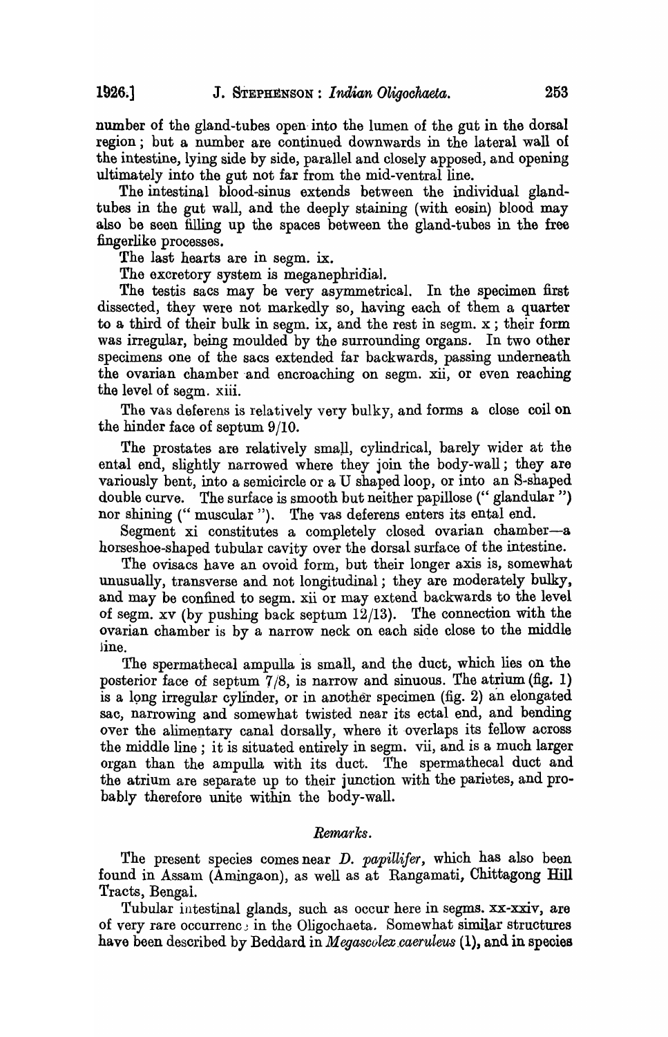number of the gland-tubes open into the lumen of the gut in the dorsal region; but a number are continued downwards in the lateral wall of the intestine, lying side by side, parallel and closely apposed, and opening ultimately into the gut not far from the mid-ventral line.

The intestinal blood-sinus extends between the individual gland-tubes in the gut wall, and the deeply staining (with eosin) blood may also be seen filling up the spaces between the gland-tubes in the free fingerlike processes.

The last hearts are in segm. ix.

The excretory system is meganephridial.

The testis sacs may be very asymmetrical. In the specimen first dissected, they were not markedly so, having each of them a quarter to a third of their bulk in segm. ix, and the rest in segm. x; their form was irregular, being moulded by the surrounding organs. In two other specimens one of the sacs extended far backwards, passing underneath the ovarian chamber and encroaching on segm. xii, or even reaching the level of segm. xiii.

The vas deferens is relatively very bulky, and forms a close coil on the hinder face of septum 9/10.

The prostates are relatively small, cylindrical, barely wider at the ental end, slightly narrowed where they join the body-wall; they are variously bent, into a semicircle or a U shaped loop, or into an S-shaped double curve. The surface is smooth but neither papillose ("glandular") nor shining ("muscular"). The vas deferens enters its ental end.

Segment xi constitutes a completely closed ovarian chamber—a horseshoe-shaped tubular cavity over the dorsal surface of the intestine.

The ovisacs have an ovoid form, but their longer axis is, somewhat unusually, transverse and not longitudinal; they are moderately bulky, and may be confined to segm. xii or may extend backwards to the level of segm. xv (by pushing back septum 12/13). The connection with the ovarian chamber is by a narrow neck on each side close to the middle line.

The spermathecal ampulla is small, and the duct, which lies on the posterior face of septum 7/8, is narrow and sinuous. The atrium (fig. 1) is a long irregular cylinder, or in another specimen (fig. 2) an elongated sac, narrowing and somewhat twisted near its ectal end, and bending over the alimentary canal dorsally, where it overlaps its fellow across the middle line; it is situated entirely in segm. vii, and is a much larger organ than the ampulla with its duct. The spermathecal duct and the atrium are separate up to their junction with the parietes, and probably therefore unite within the body-wall.

*Remarks.*

The present species comes near *D. papillifer*, which has also been found in Assam (Amingaon), as well as at Rangamati, Chittagong Hill Tracts, Bengal.

Tubular intestinal glands, such as occur here in segms. xx-xxiv, are of very rare occurrence in the Oligochaeta. Somewhat similar structures have been described by Beddard in *Megascolex caeruleus* (1), and in species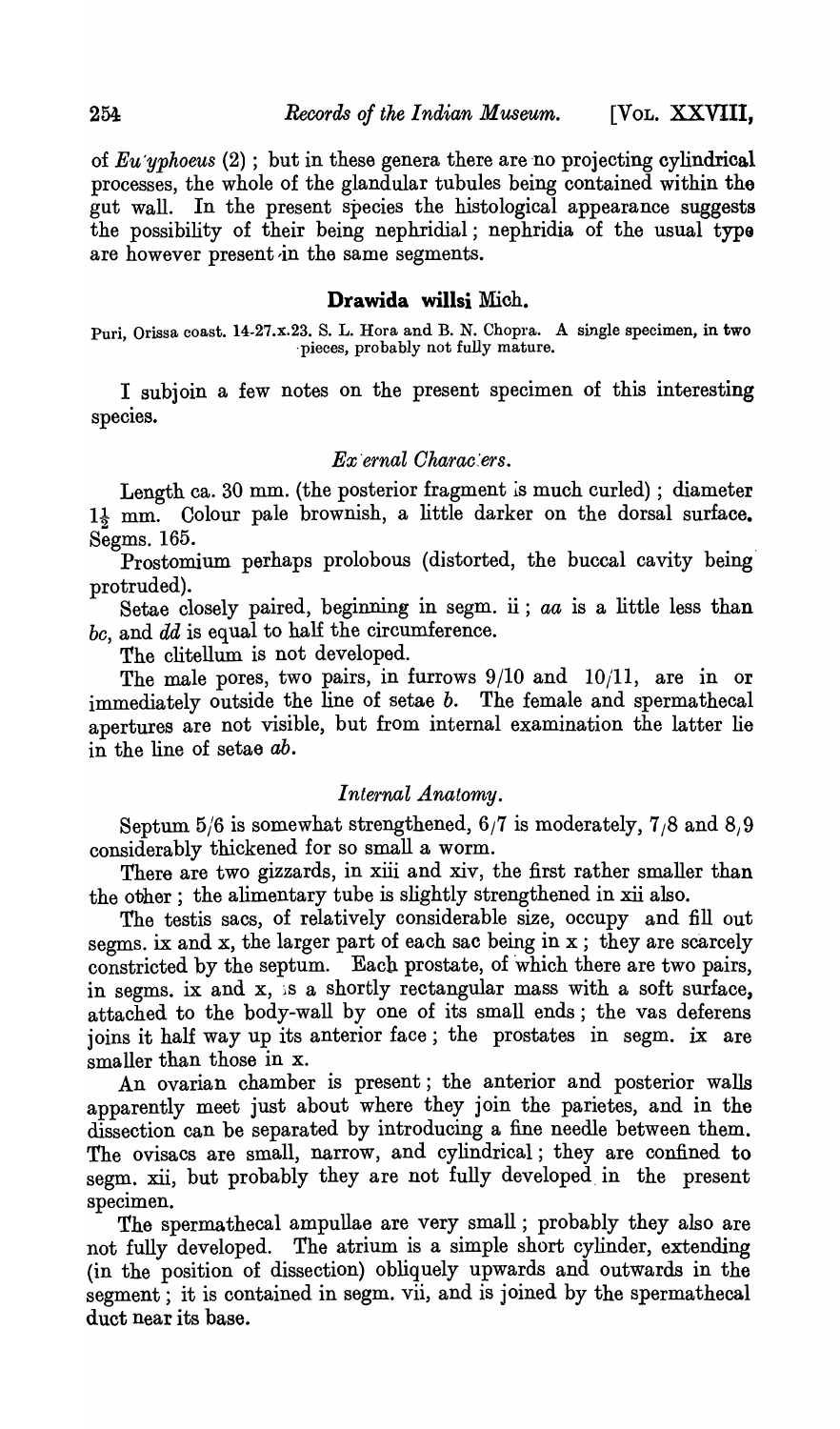of *Eutyphoeus* (2); but in these genera there are no projecting cylindrical processes, the whole of the glandular tubules being contained within the gut wall. In the present species the histological appearance suggests the possibility of their being nephridial; nephridia of the usual type are however present in the same segments.

## Drawida willsi Mich.

Puri, Orissa coast. 14-27.x.23. S. L. Hora and B. N. Chopra. A single specimen, in two pieces, probably not fully mature.

I subjoin a few notes on the present specimen of this interesting species.

### *External Characters.*

Length ca. 30 mm. (the posterior fragment is much curled); diameter 1½ mm. Colour pale brownish, a little darker on the dorsal surface. Segms. 165.

Prostomium perhaps prolobous (distorted, the buccal cavity being protruded).

Setae closely paired, beginning in segm. ii; *aa* is a little less than *bc*, and *dd* is equal to half the circumference.

The clitellum is not developed.

The male pores, two pairs, in furrows 9/10 and 10/11, are in or immediately outside the line of setae *b*. The female and spermathecal apertures are not visible, but from internal examination the latter lie in the line of setae *ab*.

### *Internal Anatomy.*

Septum 5/6 is somewhat strengthened, 6/7 is moderately, 7/8 and 8/9 considerably thickened for so small a worm.

There are two gizzards, in xiii and xiv, the first rather smaller than the other; the alimentary tube is slightly strengthened in xii also.

The testis sacs, of relatively considerable size, occupy and fill out segms. ix and x, the larger part of each sac being in x; they are scarcely constricted by the septum. Each prostate, of which there are two pairs, in segms. ix and x, is a shortly rectangular mass with a soft surface, attached to the body-wall by one of its small ends; the vas deferens joins it half way up its anterior face; the prostates in segm. ix are smaller than those in x.

An ovarian chamber is present; the anterior and posterior walls apparently meet just about where they join the parietes, and in the dissection can be separated by introducing a fine needle between them. The ovisacs are small, narrow, and cylindrical; they are confined to segm. xii, but probably they are not fully developed in the present specimen.

The spermathecal ampullae are very small; probably they also are not fully developed. The atrium is a simple short cylinder, extending (in the position of dissection) obliquely upwards and outwards in the segment; it is contained in segm. vii, and is joined by the spermathecal duct near its base.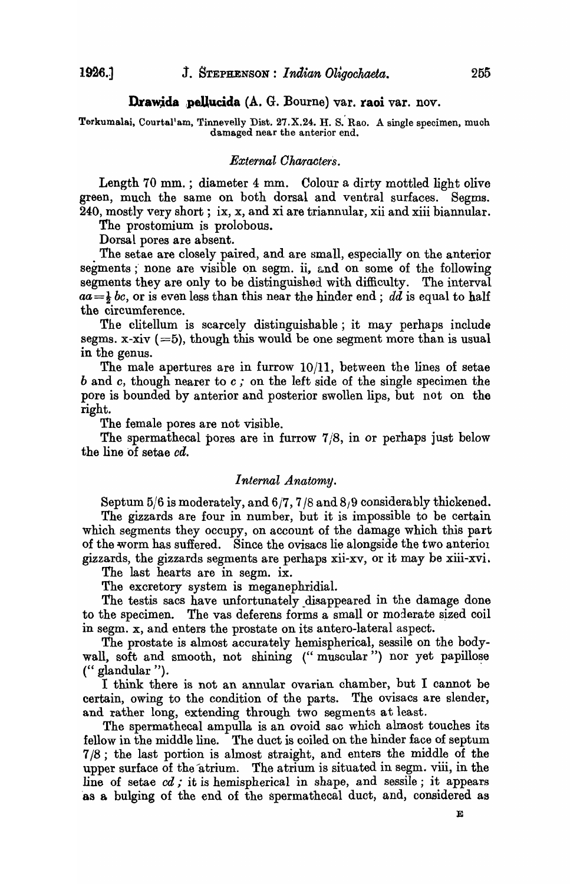## Drawida pellucida (A. G. Bourne) var. raoi var. nov.

Terkumalai, Courtal'am, Tinnevelly Dist. 27.X.24. H. S. Rao. A single specimen, much damaged near the anterior end.

### *External Characters.*

Length 70 mm.; diameter 4 mm. Colour a dirty mottled light olive green, much the same on both dorsal and ventral surfaces. Segms. 240, mostly very short; ix, x, and xi are triannular, xii and xiii biannular.

The prostomium is prolobous.

Dorsal pores are absent.

The setae are closely paired, and are small, especially on the anterior segments; none are visible on segm. ii, and on some of the following segments they are only to be distinguished with difficulty. The interval $aa = \frac{1}{2}\, bc$, or is even less than this near the hinder end; $dd$ is equal to half the circumference.

The clitellum is scarcely distinguishable; it may perhaps include segms. x-xiv (=5), though this would be one segment more than is usual in the genus.

The male apertures are in furrow 10/11, between the lines of setae $b$ and $c$, though nearer to $c$; on the left side of the single specimen the pore is bounded by anterior and posterior swollen lips, but not on the right.

The female pores are not visible.

The spermathecal pores are in furrow 7/8, in or perhaps just below the line of setae $cd$.

### *Internal Anatomy.*

Septum 5/6 is moderately, and 6/7, 7/8 and 8/9 considerably thickened.

The gizzards are four in number, but it is impossible to be certain which segments they occupy, on account of the damage which this part of the worm has suffered. Since the ovisacs lie alongside the two anterior gizzards, the gizzards segments are perhaps xii-xv, or it may be xiii-xvi.

The last hearts are in segm. ix.

The excretory system is meganephridial.

The testis sacs have unfortunately disappeared in the damage done to the specimen. The vas deferens forms a small or moderate sized coil in segm. x, and enters the prostate on its antero-lateral aspect.

The prostate is almost accurately hemispherical, sessile on the body-wall, soft and smooth, not shining ("muscular") nor yet papillose ("glandular").

I think there is not an annular ovarian chamber, but I cannot be certain, owing to the condition of the parts. The ovisacs are slender, and rather long, extending through two segments at least.

The spermathecal ampulla is an ovoid sac which almost touches its fellow in the middle line. The duct is coiled on the hinder face of septum 7/8; the last portion is almost straight, and enters the middle of the upper surface of the atrium. The atrium is situated in segm. viii, in the line of setae $cd$; it is hemispherical in shape, and sessile; it appears as a bulging of the end of the spermathecal duct, and, considered as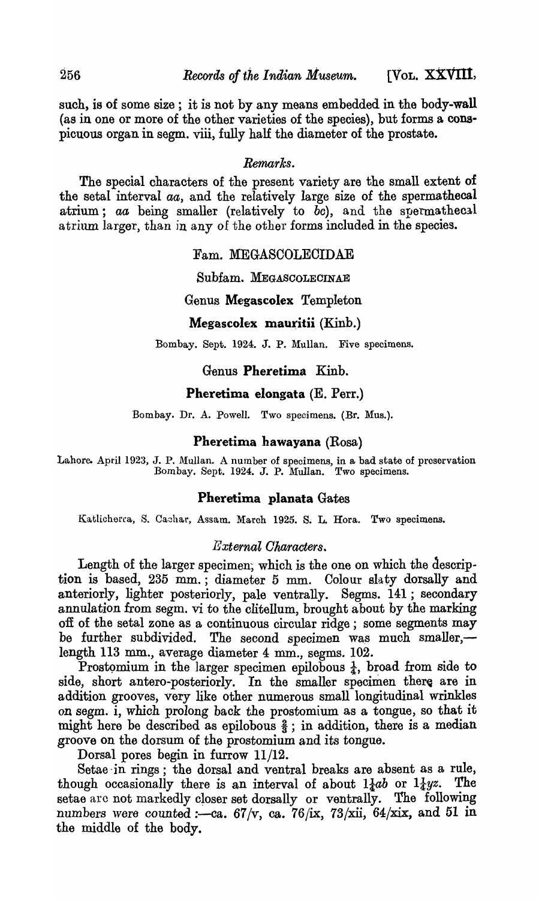such, is of some size; it is not by any means embedded in the body-wall (as in one or more of the other varieties of the species), but forms a conspicuous organ in segm. viii, fully half the diameter of the prostate.

### *Remarks.*

The special characters of the present variety are the small extent of the setal interval *aa*, and the relatively large size of the spermathecal atrium; *aa* being smaller (relatively to *bc*), and the spermathecal atrium larger, than in any of the other forms included in the species.

## Fam. MEGASCOLECIDAE

### Subfam. MEGASCOLECINAE

### Genus **Megascolex** Templeton

#### **Megascolex mauritii** (Kinb.)

Bombay. Sept. 1924. J. P. Mullan. Five specimens.

### Genus **Pheretima** Kinb.

#### **Pheretima elongata** (E. Perr.)

Bombay. Dr. A. Powell. Two specimens. (Br. Mus.).

#### **Pheretima hawayana** (Rosa)

Lahore. April 1923, J. P. Mullan. A number of specimens, in a bad state of preservation
Bombay. Sept. 1924. J. P. Mullan. Two specimens.

#### **Pheretima planata** Gates

Katlicherra, S. Cachar, Assam. March 1925. S. L. Hora. Two specimens.

##### *External Characters.*

Length of the larger specimen, which is the one on which the description is based, 235 mm.; diameter 5 mm. Colour slaty dorsally and anteriorly, lighter posteriorly, pale ventrally. Segms. 141; secondary annulation from segm. vi to the clitellum, brought about by the marking off of the setal zone as a continuous circular ridge; some segments may be further subdivided. The second specimen was much smaller,—length 113 mm., average diameter 4 mm., segms. 102.

Prostomium in the larger specimen epilobous $\frac{1}{4}$, broad from side to side, short antero-posteriorly. In the smaller specimen there are in addition grooves, very like other numerous small longitudinal wrinkles on segm. i, which prolong back the prostomium as a tongue, so that it might here be described as epilobous $\frac{2}{3}$; in addition, there is a median groove on the dorsum of the prostomium and its tongue.

Dorsal pores begin in furrow 11/12.

Setae in rings; the dorsal and ventral breaks are absent as a rule, though occasionally there is an interval of about $1\frac{1}{4}ab$ or $1\frac{1}{4}yz$. The setae are not markedly closer set dorsally or ventrally. The following numbers were counted:—ca. 67/v, ca. 76/ix, 73/xii, 64/xix, and 51 in the middle of the body.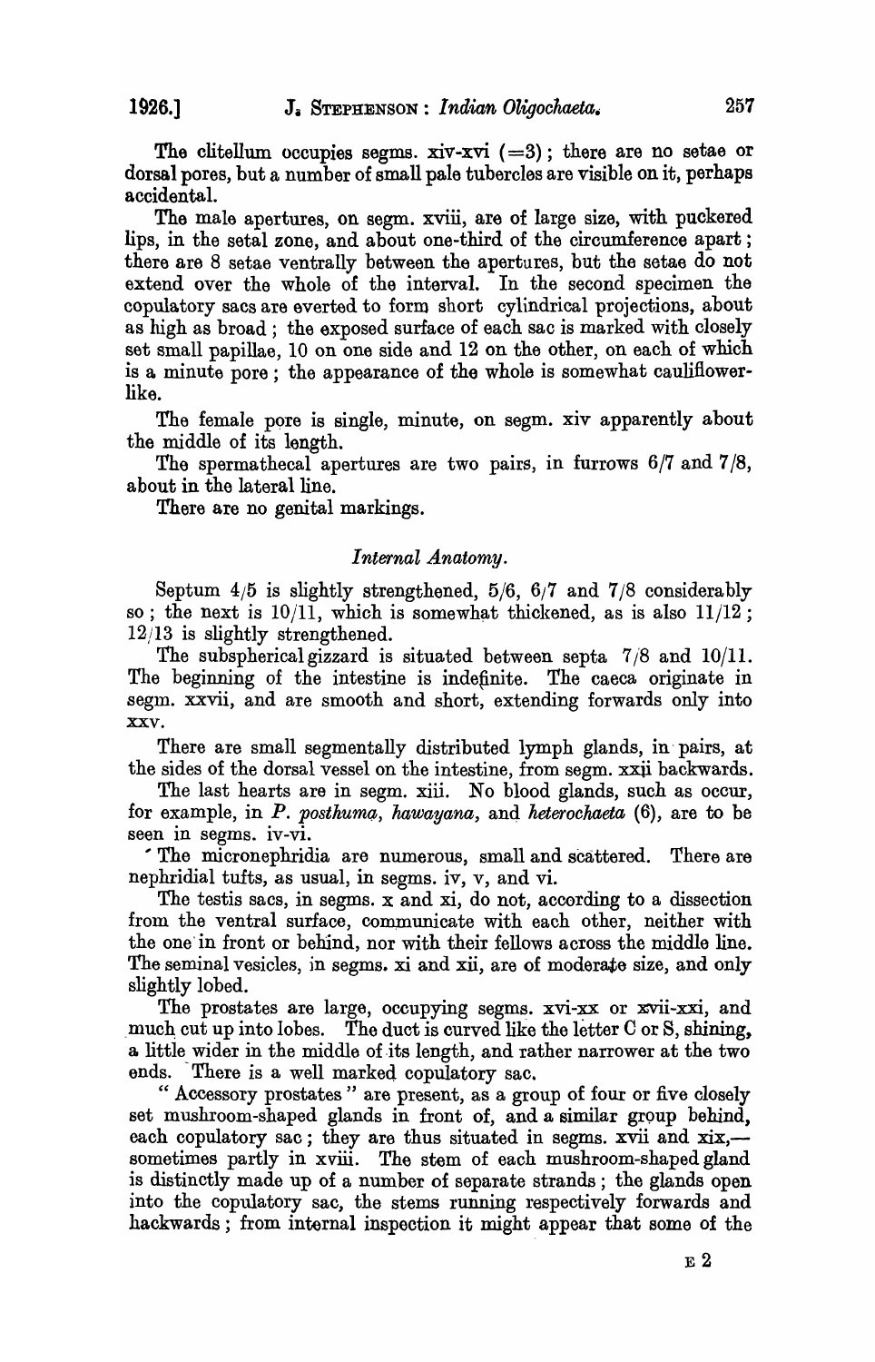The clitellum occupies segms. xiv-xvi (=3); there are no setae or dorsal pores, but a number of small pale tubercles are visible on it, perhaps accidental.

The male apertures, on segm. xviii, are of large size, with puckered lips, in the setal zone, and about one-third of the circumference apart; there are 8 setae ventrally between the apertures, but the setae do not extend over the whole of the interval. In the second specimen the copulatory sacs are everted to form short cylindrical projections, about as high as broad; the exposed surface of each sac is marked with closely set small papillae, 10 on one side and 12 on the other, on each of which is a minute pore; the appearance of the whole is somewhat cauliflower-like.

The female pore is single, minute, on segm. xiv apparently about the middle of its length.

The spermathecal apertures are two pairs, in furrows 6/7 and 7/8, about in the lateral line.

There are no genital markings.

*Internal Anatomy.*

Septum 4/5 is slightly strengthened, 5/6, 6/7 and 7/8 considerably so; the next is 10/11, which is somewhat thickened, as is also 11/12; 12/13 is slightly strengthened.

The subspherical gizzard is situated between septa 7/8 and 10/11. The beginning of the intestine is indefinite. The caeca originate in segm. xxvii, and are smooth and short, extending forwards only into xxv.

There are small segmentally distributed lymph glands, in pairs, at the sides of the dorsal vessel on the intestine, from segm. xxii backwards.

The last hearts are in segm. xiii. No blood glands, such as occur, for example, in *P. posthuma*, *hawayana*, and *heterochaeta* (6), are to be seen in segms. iv-vi.

The micronephridia are numerous, small and scattered. There are nephridial tufts, as usual, in segms. iv, v, and vi.

The testis sacs, in segms. x and xi, do not, according to a dissection from the ventral surface, communicate with each other, neither with the one in front or behind, nor with their fellows across the middle line. The seminal vesicles, in segms. xi and xii, are of moderate size, and only slightly lobed.

The prostates are large, occupying segms. xvi-xx or xvii-xxi, and much cut up into lobes. The duct is curved like the letter C or S, shining, a little wider in the middle of its length, and rather narrower at the two ends. There is a well marked copulatory sac.

"Accessory prostates" are present, as a group of four or five closely set mushroom-shaped glands in front of, and a similar group behind, each copulatory sac; they are thus situated in segms. xvii and xix,—sometimes partly in xviii. The stem of each mushroom-shaped gland is distinctly made up of a number of separate strands; the glands open into the copulatory sac, the stems running respectively forwards and backwards; from internal inspection it might appear that some of the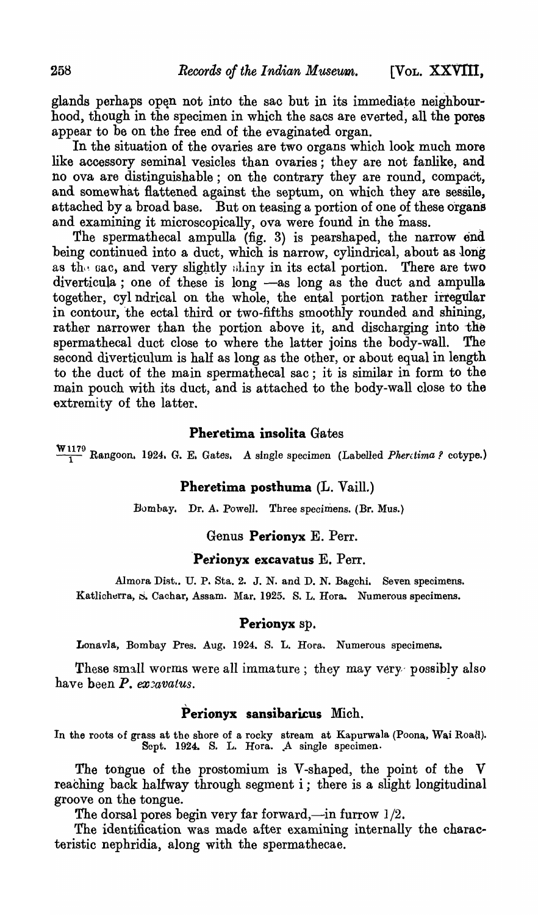glands perhaps open not into the sac but in its immediate neighbourhood, though in the specimen in which the sacs are everted, all the pores appear to be on the free end of the evaginated organ.

In the situation of the ovaries are two organs which look much more like accessory seminal vesicles than ovaries; they are not fanlike, and no ova are distinguishable; on the contrary they are round, compact, and somewhat flattened against the septum, on which they are sessile, attached by a broad base. But on teasing a portion of one of these organs and examining it microscopically, ova were found in the mass.

The spermathecal ampulla (fig. 3) is pearshaped, the narrow end being continued into a duct, which is narrow, cylindrical, about as long as the sac, and very slightly shiny in its ectal portion. There are two diverticula; one of these is long —as long as the duct and ampulla together, cylindrical on the whole, the ental portion rather irregular in contour, the ectal third or two-fifths smoothly rounded and shining, rather narrower than the portion above it, and discharging into the spermathecal duct close to where the latter joins the body-wall. The second diverticulum is half as long as the other, or about equal in length to the duct of the main spermathecal sac; it is similar in form to the main pouch with its duct, and is attached to the body-wall close to the extremity of the latter.

### Pheretima insolita Gates

$\frac{W1179}{1}$ Rangoon. 1924. G. E. Gates. A single specimen (Labelled *Pheretima ?* cotype.)

### Pheretima posthuma (L. Vaill.)

Bombay. Dr. A. Powell. Three specimens. (Br. Mus.)

## Genus Perionyx E. Perr.

### Perionyx excavatus E. Perr.

Almora Dist., U. P. Sta. 2. J. N. and D. N. Bagchi. Seven specimens.
Katlicherra, S. Cachar, Assam. Mar. 1925. S. L. Hora. Numerous specimens.

### Perionyx sp.

Lonavla, Bombay Pres. Aug. 1924. S. L. Hora. Numerous specimens.

These small worms were all immature; they may very possibly also have been *P. excavatus*.

### Perionyx sansibaricus Mich.

In the roots of grass at the shore of a rocky stream at Kapurwala (Poona, Wai Road). Sept. 1924. S. L. Hora. A single specimen.

The tongue of the prostomium is V-shaped, the point of the V reaching back halfway through segment i; there is a slight longitudinal groove on the tongue.

The dorsal pores begin very far forward,—in furrow 1/2.

The identification was made after examining internally the characteristic nephridia, along with the spermathecae.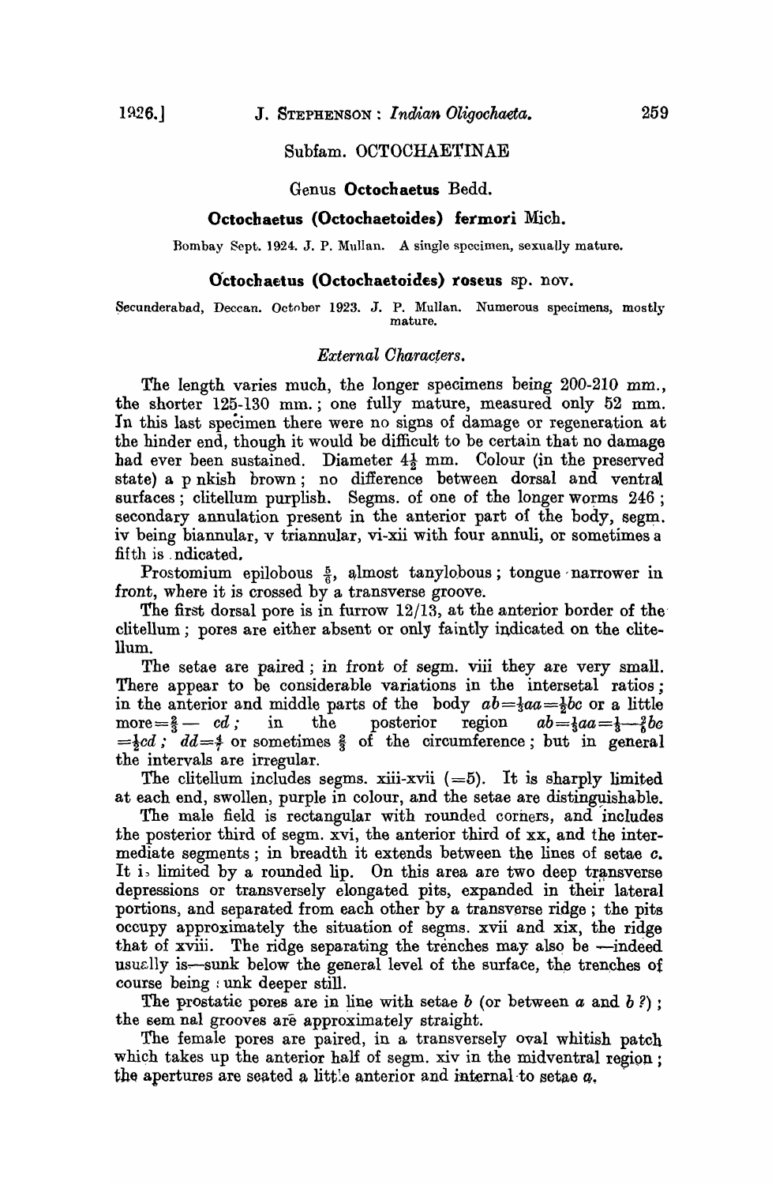## Subfam. OCTOCHAETINAE

### Genus **Octochaetus** Bedd.

### **Octochaetus (Octochaetoides) fermori** Mich.

Bombay Sept. 1924. J. P. Mullan. A single specimen, sexually mature.

### **Octochaetus (Octochaetoides) roseus** sp. nov.

Secunderabad, Deccan. October 1923. J. P. Mullan. Numerous specimens, mostly mature.

*External Characters.*

The length varies much, the longer specimens being 200-210 mm., the shorter 125-130 mm.; one fully mature, measured only 52 mm. In this last specimen there were no signs of damage or regeneration at the hinder end, though it would be difficult to be certain that no damage had ever been sustained. Diameter $4\frac{1}{2}$ mm. Colour (in the preserved state) a p nkish brown; no difference between dorsal and ventral surfaces; clitellum purplish. Segms. of one of the longer worms 246; secondary annulation present in the anterior part of the body, segm. iv being biannular, v triannular, vi-xii with four annuli, or sometimes a fifth is ndicated.

Prostomium epilobous $\frac{5}{6}$, almost tanylobous; tongue narrower in front, where it is crossed by a transverse groove.

The first dorsal pore is in furrow 12/13, at the anterior border of the clitellum; pores are either absent or only faintly indicated on the clitellum.

The setae are paired; in front of segm. viii they are very small. There appear to be considerable variations in the intersetal ratios; in the anterior and middle parts of the body $ab = \frac{1}{4}aa = \frac{1}{2}bc$ or a little more $= \frac{2}{3} - cd$; in the posterior region $ab = \frac{1}{4}aa = \frac{1}{3} - \frac{2}{5}bc = \frac{1}{2}cd$; $dd = \frac{4}{7}$ or sometimes $\frac{2}{3}$ of the circumference; but in general the intervals are irregular.

The clitellum includes segms. xiii-xvii (=5). It is sharply limited at each end, swollen, purple in colour, and the setae are distinguishable.

The male field is rectangular with rounded corners, and includes the posterior third of segm. xvi, the anterior third of xx, and the intermediate segments; in breadth it extends between the lines of setae *c*. It is limited by a rounded lip. On this area are two deep transverse depressions or transversely elongated pits, expanded in their lateral portions, and separated from each other by a transverse ridge; the pits occupy approximately the situation of segms. xvii and xix, the ridge that of xviii. The ridge separating the trenches may also be —indeed usually is—sunk below the general level of the surface, the trenches of course being sunk deeper still.

The prostatic pores are in line with setae *b* (or between *a* and *b* ?); the sem nal grooves are approximately straight.

The female pores are paired, in a transversely oval whitish patch which takes up the anterior half of segm. xiv in the midventral region; the apertures are seated a little anterior and internal to setae *a*.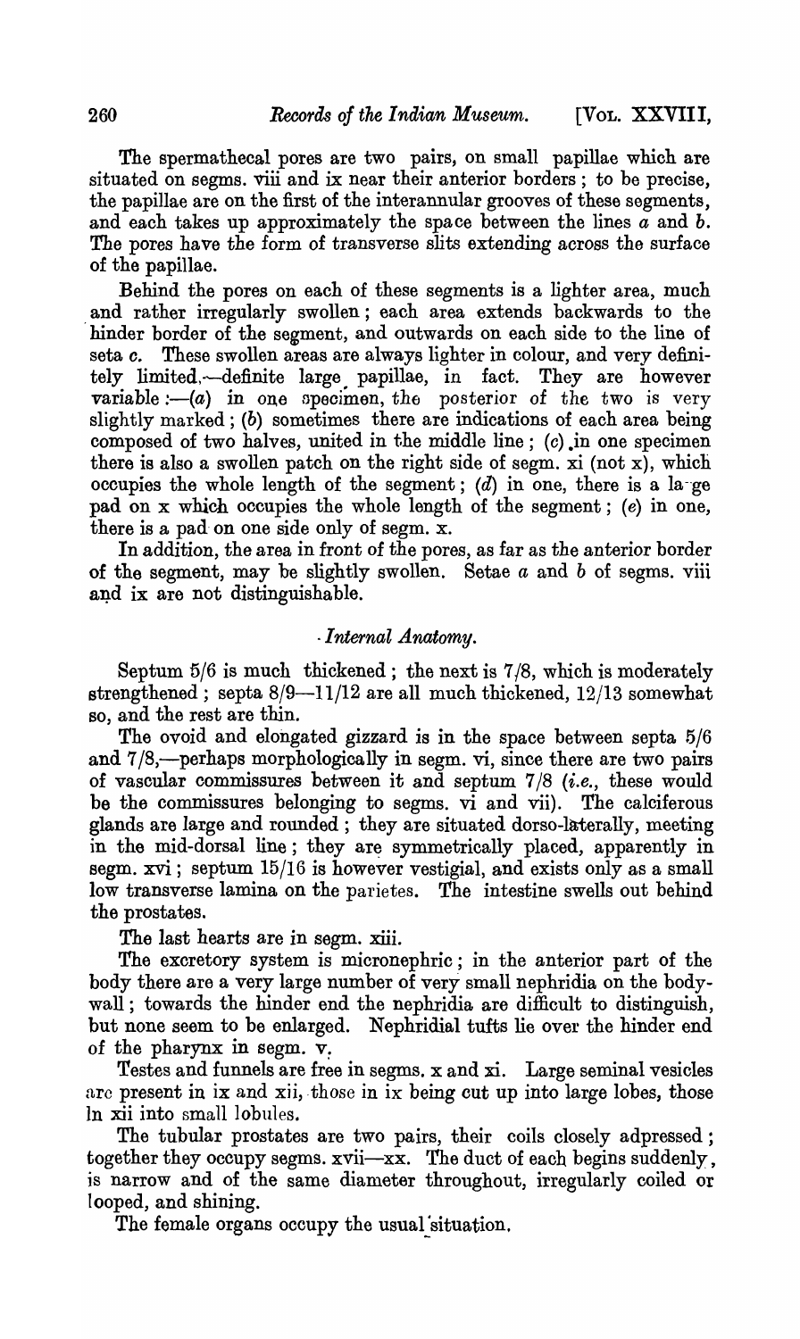The spermathecal pores are two pairs, on small papillae which are situated on segms. viii and ix near their anterior borders; to be precise, the papillae are on the first of the interannular grooves of these segments, and each takes up approximately the space between the lines *a* and *b*. The pores have the form of transverse slits extending across the surface of the papillae.

Behind the pores on each of these segments is a lighter area, much and rather irregularly swollen; each area extends backwards to the hinder border of the segment, and outwards on each side to the line of seta *c*. These swollen areas are always lighter in colour, and very definitely limited,—definite large papillae, in fact. They are however variable :—(*a*) in one specimen, the posterior of the two is very slightly marked; (*b*) sometimes there are indications of each area being composed of two halves, united in the middle line; (*c*) in one specimen there is also a swollen patch on the right side of segm. xi (not x), which occupies the whole length of the segment; (*d*) in one, there is a large pad on x which occupies the whole length of the segment; (*e*) in one, there is a pad on one side only of segm. x.

In addition, the area in front of the pores, as far as the anterior border of the segment, may be slightly swollen. Setae *a* and *b* of segms. viii and ix are not distinguishable.

### *Internal Anatomy.*

Septum 5/6 is much thickened; the next is 7/8, which is moderately strengthened; septa 8/9—11/12 are all much thickened, 12/13 somewhat so, and the rest are thin.

The ovoid and elongated gizzard is in the space between septa 5/6 and 7/8,—perhaps morphologically in segm. vi, since there are two pairs of vascular commissures between it and septum 7/8 (*i.e.*, these would be the commissures belonging to segms. vi and vii). The calciferous glands are large and rounded; they are situated dorso-laterally, meeting in the mid-dorsal line; they are symmetrically placed, apparently in segm. xvi; septum 15/16 is however vestigial, and exists only as a small low transverse lamina on the parietes. The intestine swells out behind the prostates.

The last hearts are in segm. xiii.

The excretory system is micronephric; in the anterior part of the body there are a very large number of very small nephridia on the body-wall; towards the hinder end the nephridia are difficult to distinguish, but none seem to be enlarged. Nephridial tufts lie over the hinder end of the pharynx in segm. v.

Testes and funnels are free in segms. x and xi. Large seminal vesicles are present in ix and xii, those in ix being cut up into large lobes, those in xii into small lobules.

The tubular prostates are two pairs, their coils closely adpressed; together they occupy segms. xvii—xx. The duct of each begins suddenly, is narrow and of the same diameter throughout, irregularly coiled or looped, and shining.

The female organs occupy the usual situation.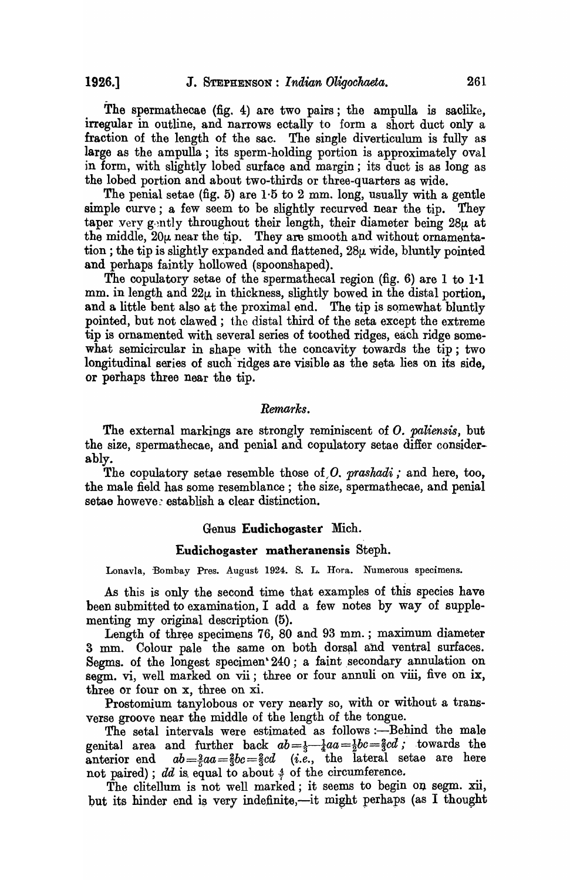The spermathecae (fig. 4) are two pairs; the ampulla is saclike, irregular in outline, and narrows ectally to form a short duct only a fraction of the length of the sac. The single diverticulum is fully as large as the ampulla; its sperm-holding portion is approximately oval in form, with slightly lobed surface and margin; its duct is as long as the lobed portion and about two-thirds or three-quarters as wide.

The penial setae (fig. 5) are 1·5 to 2 mm. long, usually with a gentle simple curve; a few seem to be slightly recurved near the tip. They taper very gently throughout their length, their diameter being 28μ at the middle, 20μ near the tip. They are smooth and without ornamentation; the tip is slightly expanded and flattened, 28μ wide, bluntly pointed and perhaps faintly hollowed (spoonshaped).

The copulatory setae of the spermathecal region (fig. 6) are 1 to 1·1 mm. in length and 22μ in thickness, slightly bowed in the distal portion, and a little bent also at the proximal end. The tip is somewhat bluntly pointed, but not clawed; the distal third of the seta except the extreme tip is ornamented with several series of toothed ridges, each ridge somewhat semicircular in shape with the concavity towards the tip; two longitudinal series of such ridges are visible as the seta lies on its side, or perhaps three near the tip.

### *Remarks.*

The external markings are strongly reminiscent of *O. paliensis*, but the size, spermathecae, and penial and copulatory setae differ considerably.

The copulatory setae resemble those of *O. prashadi*; and here, too, the male field has some resemblance; the size, spermathecae, and penial setae however establish a clear distinction.

## Genus **Eudichogaster** Mich.

### **Eudichogaster matheranensis** Steph.

Lonavla, Bombay Pres. August 1924. S. L. Hora. Numerous specimens.

As this is only the second time that examples of this species have been submitted to examination, I add a few notes by way of supplementing my original description (5).

Length of three specimens 76, 80 and 93 mm.; maximum diameter 3 mm. Colour pale the same on both dorsal and ventral surfaces. Segms. of the longest specimen 240; a faint secondary annulation on segm. vi, well marked on vii; three or four annuli on viii, five on ix, three or four on x, three on xi.

Prostomium tanylobous or very nearly so, with or without a transverse groove near the middle of the length of the tongue.

The setal intervals were estimated as follows:—Behind the male genital area and further back $ab = \frac{1}{3} - \frac{1}{4}aa = \frac{1}{2}bc = \frac{2}{3}cd$; towards the anterior end $ab = \frac{2}{5}aa = \frac{2}{3}bc = \frac{2}{3}cd$ (*i.e.*, the lateral setae are here not paired); $dd$ is equal to about $\frac{4}{7}$ of the circumference.

The clitellum is not well marked; it seems to begin on segm. xii, but its hinder end is very indefinite,—it might perhaps (as I thought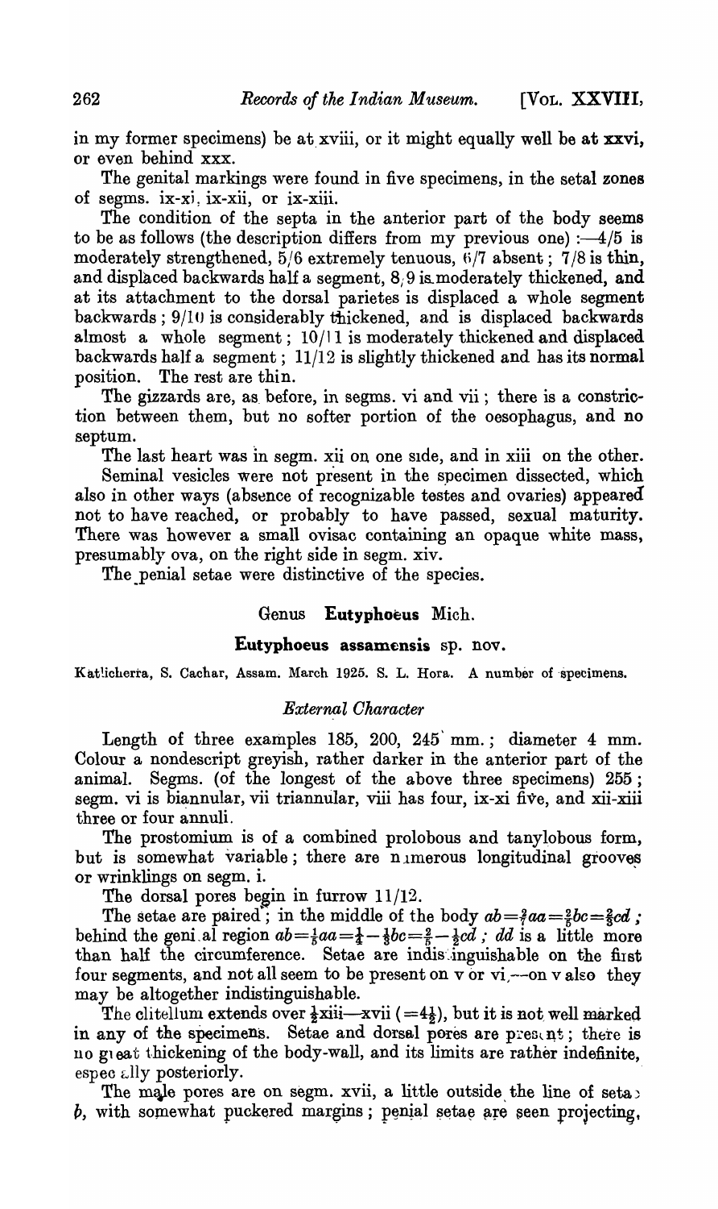in my former specimens) be at xviii, or it might equally well be at xxvi, or even behind xxx.

The genital markings were found in five specimens, in the setal zones of segms. ix-xi, ix-xii, or ix-xiii.

The condition of the septa in the anterior part of the body seems to be as follows (the description differs from my previous one) :—4/5 is moderately strengthened, 5/6 extremely tenuous, 6/7 absent; 7/8 is thin, and displaced backwards half a segment, 8/9 is moderately thickened, and at its attachment to the dorsal parietes is displaced a whole segment backwards; 9/10 is considerably thickened, and is displaced backwards almost a whole segment; 10/11 is moderately thickened and displaced backwards half a segment; 11/12 is slightly thickened and has its normal position. The rest are thin.

The gizzards are, as before, in segms. vi and vii; there is a constriction between them, but no softer portion of the oesophagus, and no septum.

The last heart was in segm. xii on one side, and in xiii on the other.

Seminal vesicles were not present in the specimen dissected, which also in other ways (absence of recognizable testes and ovaries) appeared not to have reached, or probably to have passed, sexual maturity. There was however a small ovisac containing an opaque white mass, presumably ova, on the right side in segm. xiv.

The penial setae were distinctive of the species.

## Genus **Eutyphoeus** Mich.

### **Eutyphoeus assamensis** sp. nov.

Katlicherra, S. Cachar, Assam. March 1925. S. L. Hora. A number of specimens.

#### *External Character*

Length of three examples 185, 200, 245 mm.; diameter 4 mm. Colour a nondescript greyish, rather darker in the anterior part of the animal. Segms. (of the longest of the above three specimens) 255; segm. vi is biannular, vii triannular, viii has four, ix-xi five, and xii-xiii three or four annuli.

The prostomium is of a combined prolobous and tanylobous form, but is somewhat variable; there are numerous longitudinal grooves or wrinklings on segm. i.

The dorsal pores begin in furrow 11/12.

The setae are paired; in the middle of the body $ab = \frac{2}{7}aa = \frac{2}{5}bc = \frac{2}{5}cd$; behind the genital region $ab = \frac{1}{5}aa = \frac{1}{4} - \frac{1}{3}bc = \frac{2}{5} - \frac{1}{2}cd$; $dd$ is a little more than half the circumference. Setae are indistinguishable on the first four segments, and not all seem to be present on v or vi,—on v also they may be altogether indistinguishable.

The clitellum extends over $\frac{1}{2}$xiii—xvii ($= 4\frac{1}{2}$), but it is not well marked in any of the specimens. Setae and dorsal pores are present; there is no great thickening of the body-wall, and its limits are rather indefinite, especially posteriorly.

The male pores are on segm. xvii, a little outside the line of setae $b$, with somewhat puckered margins; penial setae are seen projecting,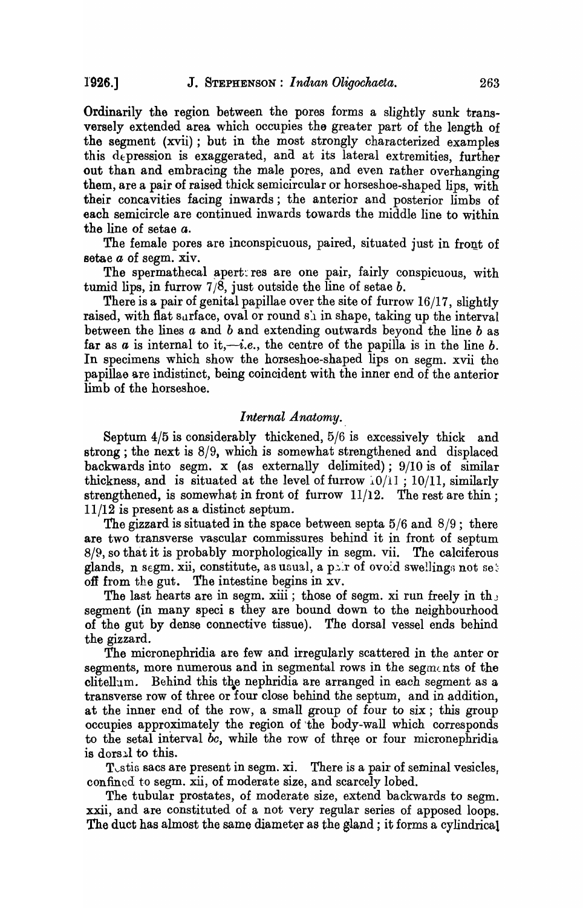Ordinarily the region between the pores forms a slightly sunk transversely extended area which occupies the greater part of the length of the segment (xvii); but in the most strongly characterized examples this depression is exaggerated, and at its lateral extremities, further out than and embracing the male pores, and even rather overhanging them, are a pair of raised thick semicircular or horseshoe-shaped lips, with their concavities facing inwards; the anterior and posterior limbs of each semicircle are continued inwards towards the middle line to within the line of setae *a*.

The female pores are inconspicuous, paired, situated just in front of setae *a* of segm. xiv.

The spermathecal apertures are one pair, fairly conspicuous, with tumid lips, in furrow 7/8, just outside the line of setae *b*.

There is a pair of genital papillae over the site of furrow 16/17, slightly raised, with flat surface, oval or round sh in shape, taking up the interval between the lines *a* and *b* and extending outwards beyond the line *b* as far as *a* is internal to it,—*i.e.*, the centre of the papilla is in the line *b*. In specimens which show the horseshoe-shaped lips on segm. xvii the papillae are indistinct, being coincident with the inner end of the anterior limb of the horseshoe.

## *Internal Anatomy.*

Septum 4/5 is considerably thickened, 5/6 is excessively thick and strong; the next is 8/9, which is somewhat strengthened and displaced backwards into segm. x (as externally delimited); 9/10 is of similar thickness, and is situated at the level of furrow 10/11; 10/11, similarly strengthened, is somewhat in front of furrow 11/12. The rest are thin; 11/12 is present as a distinct septum.

The gizzard is situated in the space between septa 5/6 and 8/9; there are two transverse vascular commissures behind it in front of septum 8/9, so that it is probably morphologically in segm. vii. The calciferous glands, in segm. xii, constitute, as usual, a pair of ovoid swellings not set off from the gut. The intestine begins in xv.

The last hearts are in segm. xiii; those of segm. xi run freely in the segment (in many species they are bound down to the neighbourhood of the gut by dense connective tissue). The dorsal vessel ends behind the gizzard.

The micronephridia are few and irregularly scattered in the anterior segments, more numerous and in segmental rows in the segments of the clitellum. Behind this the nephridia are arranged in each segment as a transverse row of three or four close behind the septum, and in addition, at the inner end of the row, a small group of four to six; this group occupies approximately the region of the body-wall which corresponds to the setal interval *bc*, while the row of three or four micronephridia is dorsal to this.

Testis sacs are present in segm. xi. There is a pair of seminal vesicles, confined to segm. xii, of moderate size, and scarcely lobed.

The tubular prostates, of moderate size, extend backwards to segm. xxii, and are constituted of a not very regular series of apposed loops. The duct has almost the same diameter as the gland; it forms a cylindrical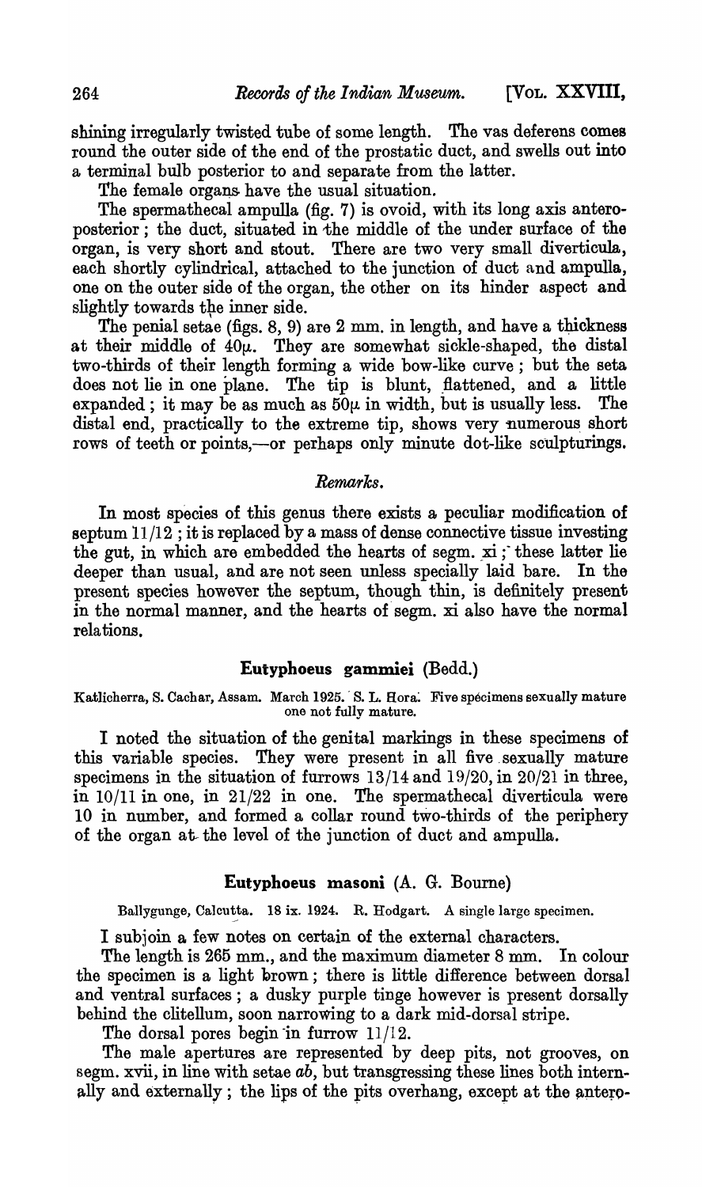shining irregularly twisted tube of some length. The vas deferens comes round the outer side of the end of the prostatic duct, and swells out into a terminal bulb posterior to and separate from the latter.

The female organs have the usual situation.

The spermathecal ampulla (fig. 7) is ovoid, with its long axis antero-posterior; the duct, situated in the middle of the under surface of the organ, is very short and stout. There are two very small diverticula, each shortly cylindrical, attached to the junction of duct and ampulla, one on the outer side of the organ, the other on its hinder aspect and slightly towards the inner side.

The penial setae (figs. 8, 9) are 2 mm. in length, and have a thickness at their middle of 40μ. They are somewhat sickle-shaped, the distal two-thirds of their length forming a wide bow-like curve; but the seta does not lie in one plane. The tip is blunt, flattened, and a little expanded; it may be as much as 50μ in width, but is usually less. The distal end, practically to the extreme tip, shows very numerous short rows of teeth or points,—or perhaps only minute dot-like sculpturings.

### *Remarks.*

In most species of this genus there exists a peculiar modification of septum 11/12; it is replaced by a mass of dense connective tissue investing the gut, in which are embedded the hearts of segm. xi; these latter lie deeper than usual, and are not seen unless specially laid bare. In the present species however the septum, though thin, is definitely present in the normal manner, and the hearts of segm. xi also have the normal relations.

## Eutyphoeus gammiei (Bedd.)

Katlicherra, S. Cachar, Assam. March 1925. S. L. Hora. Five specimens sexually mature one not fully mature.

I noted the situation of the genital markings in these specimens of this variable species. They were present in all five sexually mature specimens in the situation of furrows 13/14 and 19/20, in 20/21 in three, in 10/11 in one, in 21/22 in one. The spermathecal diverticula were 10 in number, and formed a collar round two-thirds of the periphery of the organ at the level of the junction of duct and ampulla.

## Eutyphoeus masoni (A. G. Bourne)

Ballygunge, Calcutta. 18 ix. 1924. R. Hodgart. A single large specimen.

I subjoin a few notes on certain of the external characters.

The length is 265 mm., and the maximum diameter 8 mm. In colour the specimen is a light brown; there is little difference between dorsal and ventral surfaces; a dusky purple tinge however is present dorsally behind the clitellum, soon narrowing to a dark mid-dorsal stripe.

The dorsal pores begin in furrow 11/12.

The male apertures are represented by deep pits, not grooves, on segm. xvii, in line with setae *ab*, but transgressing these lines both internally and externally; the lips of the pits overhang, except at the antero-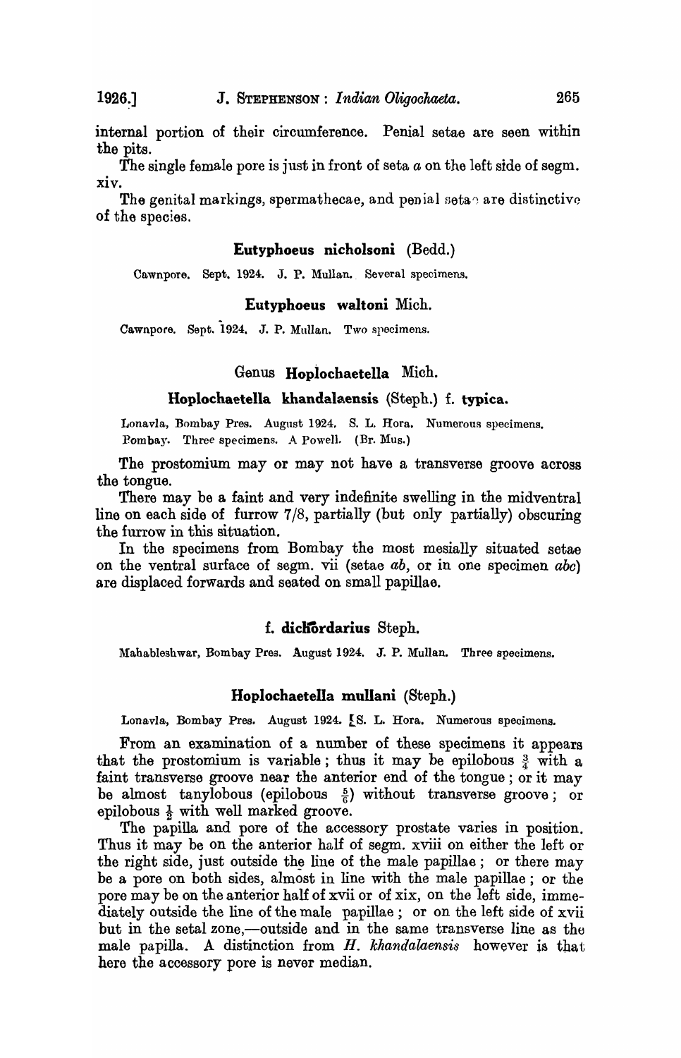internal portion of their circumference. Penial setae are seen within the pits.

The single female pore is just in front of seta *a* on the left side of segm. xiv.

The genital markings, spermathecae, and penial setae are distinctive of the species.

### Eutyphoeus nicholsoni (Bedd.)

Cawnpore. Sept. 1924. J. P. Mullan. Several specimens.

### Eutyphoeus waltoni Mich.

Cawnpore. Sept. 1924. J. P. Mullan. Two specimens.

## Genus Hoplochaetella Mich.

### Hoplochaetella khandalaensis (Steph.) f. typica.

Lonavla, Bombay Pres. August 1924. S. L. Hora. Numerous specimens.
Bombay. Three specimens. A Powell. (Br. Mus.)

The prostomium may or may not have a transverse groove across the tongue.

There may be a faint and very indefinite swelling in the midventral line on each side of furrow 7/8, partially (but only partially) obscuring the furrow in this situation.

In the specimens from Bombay the most mesially situated setae on the ventral surface of segm. vii (setae *ab*, or in one specimen *abc*) are displaced forwards and seated on small papillae.

### f. dichordarius Steph.

Mahableshwar, Bombay Pres. August 1924. J. P. Mullan. Three specimens.

### Hoplochaetella mullani (Steph.)

Lonavla, Bombay Pres. August 1924. [S. L. Hora. Numerous specimens.

From an examination of a number of these specimens it appears that the prostomium is variable; thus it may be epilobous $\frac{3}{4}$ with a faint transverse groove near the anterior end of the tongue; or it may be almost tanylobous (epilobous $\frac{5}{6}$) without transverse groove; or epilobous $\frac{1}{2}$ with well marked groove.

The papilla and pore of the accessory prostate varies in position. Thus it may be on the anterior half of segm. xviii on either the left or the right side, just outside the line of the male papillae; or there may be a pore on both sides, almost in line with the male papillae; or the pore may be on the anterior half of xvii or of xix, on the left side, immediately outside the line of the male papillae; or on the left side of xvii but in the setal zone,—outside and in the same transverse line as the male papilla. A distinction from *H. khandalaensis* however is that here the accessory pore is never median.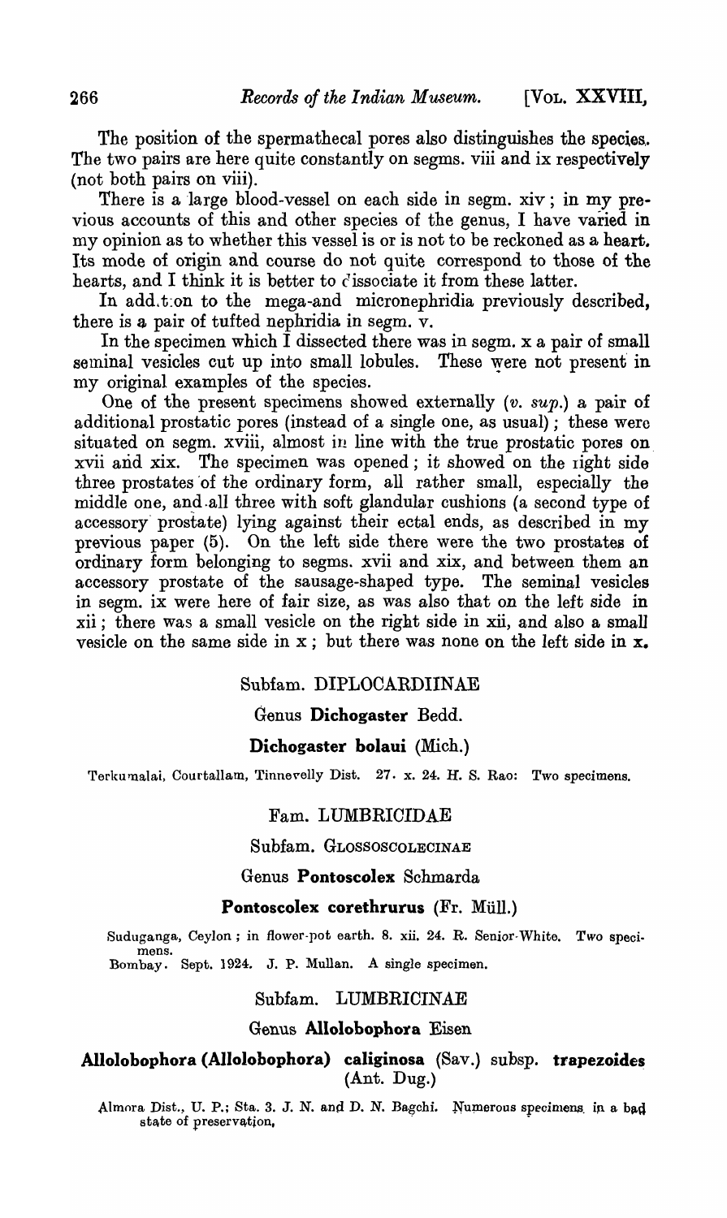The position of the spermathecal pores also distinguishes the species. The two pairs are here quite constantly on segms. viii and ix respectively (not both pairs on viii).

There is a large blood-vessel on each side in segm. xiv; in my previous accounts of this and other species of the genus, I have varied in my opinion as to whether this vessel is or is not to be reckoned as a heart. Its mode of origin and course do not quite correspond to those of the hearts, and I think it is better to dissociate it from these latter.

In addition to the mega-and micronephridia previously described, there is a pair of tufted nephridia in segm. v.

In the specimen which I dissected there was in segm. x a pair of small seminal vesicles cut up into small lobules. These were not present in my original examples of the species.

One of the present specimens showed externally (*v. sup.*) a pair of additional prostatic pores (instead of a single one, as usual); these were situated on segm. xviii, almost in line with the true prostatic pores on xvii and xix. The specimen was opened; it showed on the right side three prostates of the ordinary form, all rather small, especially the middle one, and all three with soft glandular cushions (a second type of accessory prostate) lying against their ectal ends, as described in my previous paper (5). On the left side there were the two prostates of ordinary form belonging to segms. xvii and xix, and between them an accessory prostate of the sausage-shaped type. The seminal vesicles in segm. ix were here of fair size, as was also that on the left side in xii; there was a small vesicle on the right side in xii, and also a small vesicle on the same side in x; but there was none on the left side in x.

## Subfam. DIPLOCARDIINAE

### Genus **Dichogaster** Bedd.

#### **Dichogaster bolaui** (Mich.)

Terkumalai, Courtallam, Tinnevelly Dist. 27. x. 24. H. S. Rao: Two specimens.

## Fam. LUMBRICIDAE

## Subfam. GLOSSOSCOLECINAE

### Genus **Pontoscolex** Schmarda

#### **Pontoscolex corethrurus** (Fr. Müll.)

Suduganga, Ceylon; in flower-pot earth. 8. xii. 24. R. Senior-White. Two specimens.
Bombay. Sept. 1924. J. P. Mullan. A single specimen.

## Subfam. LUMBRICINAE

### Genus **Allolobophora** Eisen

#### **Allolobophora (Allolobophora) caliginosa** (Sav.) subsp. **trapezoides** (Ant. Dug.)

Almora Dist., U. P.; Sta. 3. J. N. and D. N. Bagchi. Numerous specimens in a bad state of preservation.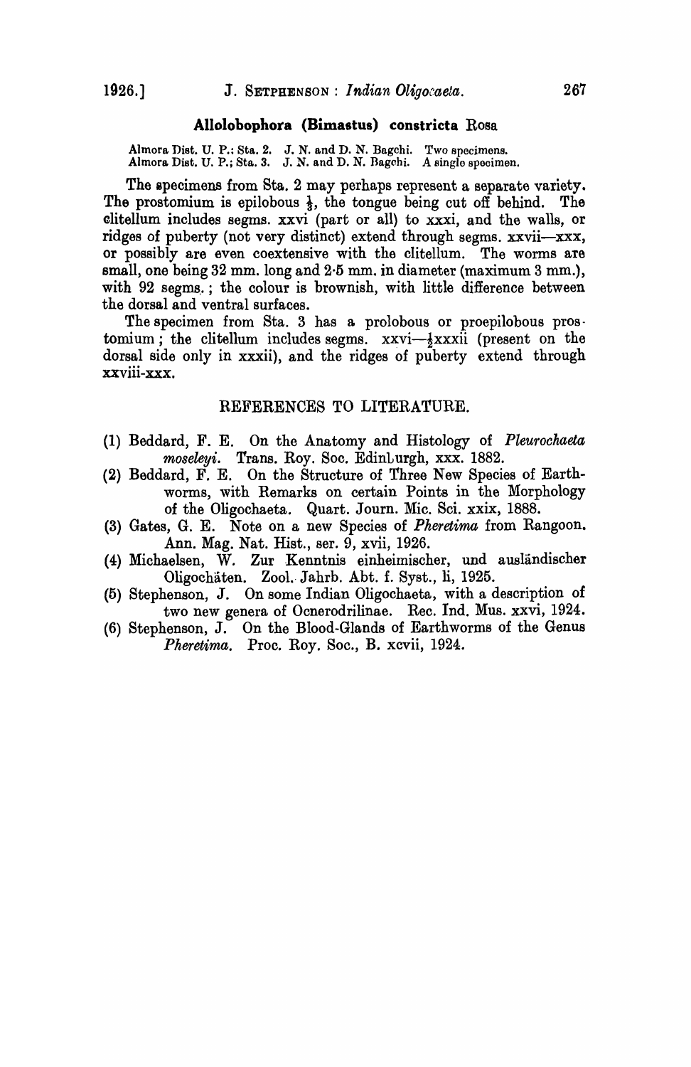### Allolobophora (Bimastus) constricta Rosa

Almora Dist. U. P.: Sta. 2. J. N. and D. N. Bagchi. Two specimens.
Almora Dist. U. P.; Sta. 3. J. N. and D. N. Bagchi. A single specimen.

The specimens from Sta. 2 may perhaps represent a separate variety. The prostomium is epilobous $\frac{1}{3}$, the tongue being cut off behind. The clitellum includes segms. xxvi (part or all) to xxxi, and the walls, or ridges of puberty (not very distinct) extend through segms. xxvii—xxx, or possibly are even coextensive with the clitellum. The worms are small, one being 32 mm. long and 2·5 mm. in diameter (maximum 3 mm.), with 92 segms.; the colour is brownish, with little difference between the dorsal and ventral surfaces.

The specimen from Sta. 3 has a prolobous or proepilobous prostomium; the clitellum includes segms. xxvi—$\frac{1}{2}$xxxii (present on the dorsal side only in xxxii), and the ridges of puberty extend through xxviii-xxx.

## REFERENCES TO LITERATURE.

(1) Beddard, F. E. On the Anatomy and Histology of *Pleurochaeta moseleyi*. Trans. Roy. Soc. Edinburgh, xxx. 1882.

(2) Beddard, F. E. On the Structure of Three New Species of Earthworms, with Remarks on certain Points in the Morphology of the Oligochaeta. Quart. Journ. Mic. Sci. xxix, 1888.

(3) Gates, G. E. Note on a new Species of *Pheretima* from Rangoon. Ann. Mag. Nat. Hist., ser. 9, xvii, 1926.

(4) Michaelsen, W. Zur Kenntnis einheimischer, und ausländischer Oligochäten. Zool. Jahrb. Abt. f. Syst., li, 1925.

(5) Stephenson, J. On some Indian Oligochaeta, with a description of two new genera of Ocnerodrilinae. Rec. Ind. Mus. xxvi, 1924.

(6) Stephenson, J. On the Blood-Glands of Earthworms of the Genus *Pheretima*. Proc. Roy. Soc., B. xcvii, 1924.